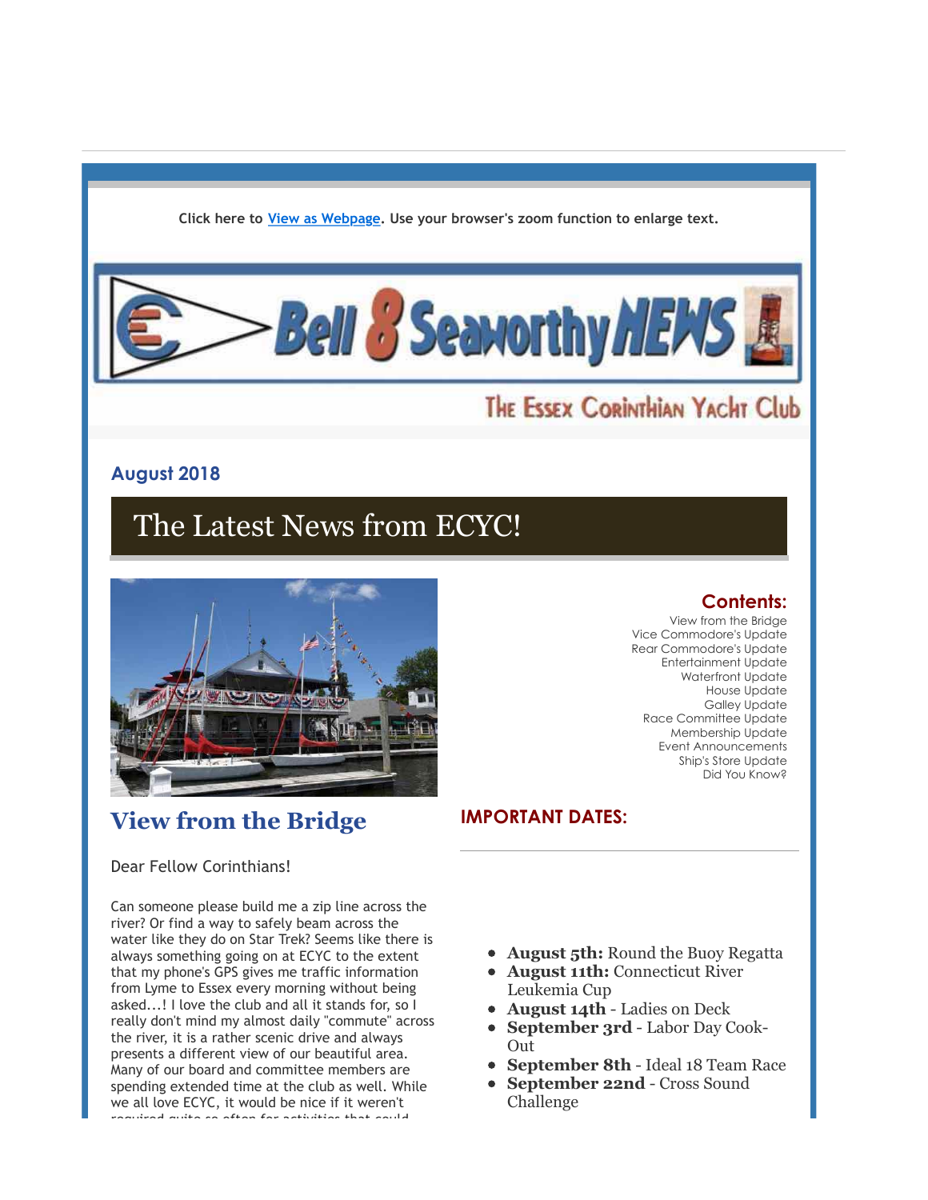Click here to [View as Webpage](). Use your browser's zoom function to enlarge text.

# Bell 8 Seaworthy NEWS

The Essex Corinthian Yacht Club

### August 2018

## The Latest News from ECYC!

**Contents:**

- View from the Bridge
- Vice Commodore's Update
- Rear Commodore's Update
- Entertainment Update
- Waterfront Update
- House Update
- Galley Update
- Race Committee Update
- Membership Update
- Event Announcements
- Ship's Store Update
- Did You Know?

## View from the Bridge

Dear Fellow Corinthians!

Can someone please build me a zip line across the river? Or find a way to safely beam across the water like they do on Star Trek? Seems like there is always something going on at ECYC to the extent that my phone's GPS gives me traffic information from Lyme to Essex every morning without being asked...! I love the club and all it stands for, so I really don't mind my almost daily "commute" across the river, it is a rather scenic drive and always presents a different view of our beautiful area. Many of our board and committee members are spending extended time at the club as well. While we all love ECYC, it would be nice if it weren't required quite so often for activities that could

**IMPORTANT DATES:**

- **August 5th:** Round the Buoy Regatta
- **August 11th:** Connecticut River Leukemia Cup
- **August 14th** - Ladies on Deck
- **September 3rd** - Labor Day Cook-Out
- **September 8th** - Ideal 18 Team Race
- **September 22nd** - Cross Sound Challenge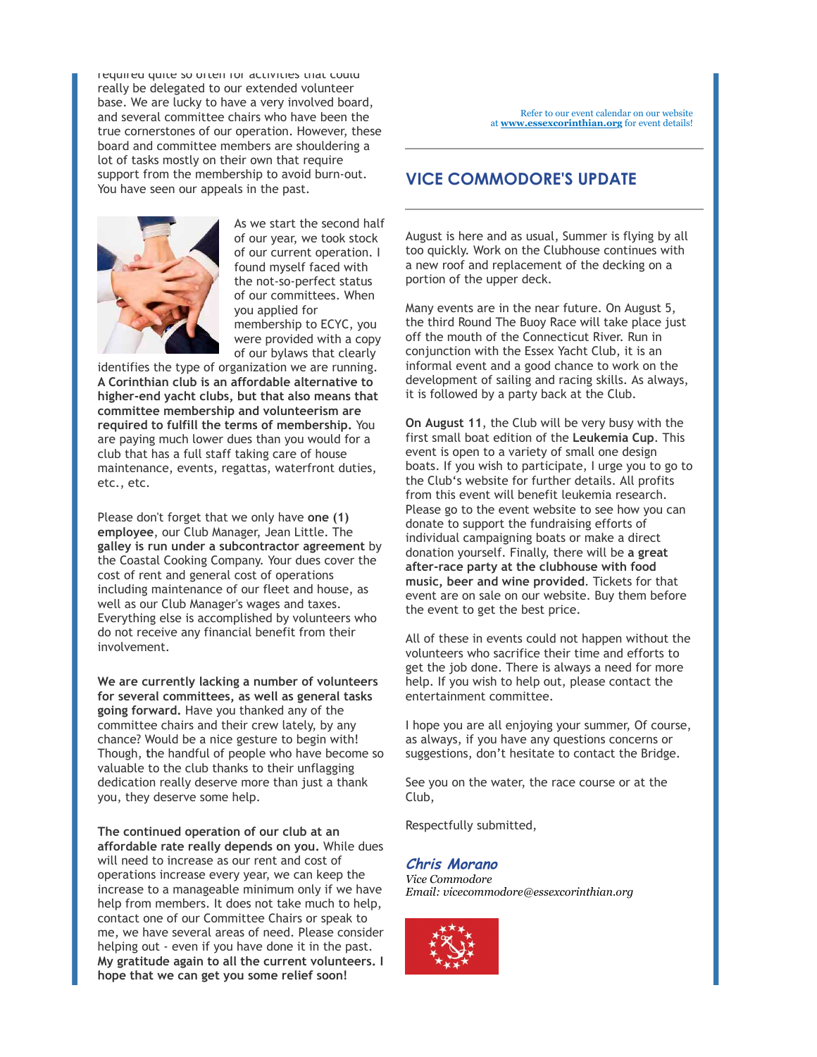required quite so often for activities that could really be delegated to our extended volunteer base. We are lucky to have a very involved board, and several committee chairs who have been the true cornerstones of our operation. However, these board and committee members are shouldering a lot of tasks mostly on their own that require support from the membership to avoid burn-out. You have seen our appeals in the past.

As we start the second half of our year, we took stock of our current operation. I found myself faced with the not-so-perfect status of our committees. When you applied for membership to ECYC, you were provided with a copy of our bylaws that clearly identifies the type of organization we are running. **A Corinthian club is an affordable alternative to higher-end yacht clubs, but that also means that committee membership and volunteerism are required to fulfill the terms of membership.** You are paying much lower dues than you would for a club that has a full staff taking care of house maintenance, events, regattas, waterfront duties, etc., etc.

Please don't forget that we only have **one (1) employee**, our Club Manager, Jean Little. The **galley is run under a subcontractor agreement** by the Coastal Cooking Company. Your dues cover the cost of rent and general cost of operations including maintenance of our fleet and house, as well as our Club Manager's wages and taxes. Everything else is accomplished by volunteers who do not receive any financial benefit from their involvement.

**We are currently lacking a number of volunteers for several committees, as well as general tasks going forward.** Have you thanked any of the committee chairs and their crew lately, by any chance? Would be a nice gesture to begin with! Though, the handful of people who have become so valuable to the club thanks to their unflagging dedication really deserve more than just a thank you, they deserve some help.

**The continued operation of our club at an affordable rate really depends on you.** While dues will need to increase as our rent and cost of operations increase every year, we can keep the increase to a manageable minimum only if we have help from members. It does not take much to help, contact one of our Committee Chairs or speak to me, we have several areas of need. Please consider helping out - even if you have done it in the past. **My gratitude again to all the current volunteers. I hope that we can get you some relief soon!**

Refer to our event calendar on our website at **www.essexcorinthian.org** for event details!

## VICE COMMODORE'S UPDATE

August is here and as usual, Summer is flying by all too quickly. Work on the Clubhouse continues with a new roof and replacement of the decking on a portion of the upper deck.

Many events are in the near future. On August 5, the third Round The Buoy Race will take place just off the mouth of the Connecticut River. Run in conjunction with the Essex Yacht Club, it is an informal event and a good chance to work on the development of sailing and racing skills. As always, it is followed by a party back at the Club.

**On August 11**, the Club will be very busy with the first small boat edition of the **Leukemia Cup**. This event is open to a variety of small one design boats. If you wish to participate, I urge you to go to the Club's website for further details. All profits from this event will benefit leukemia research. Please go to the event website to see how you can donate to support the fundraising efforts of individual campaigning boats or make a direct donation yourself. Finally, there will be **a great after-race party at the clubhouse with food music, beer and wine provided**. Tickets for that event are on sale on our website. Buy them before the event to get the best price.

All of these in events could not happen without the volunteers who sacrifice their time and efforts to get the job done. There is always a need for more help. If you wish to help out, please contact the entertainment committee.

I hope you are all enjoying your summer, Of course, as always, if you have any questions concerns or suggestions, don't hesitate to contact the Bridge.

See you on the water, the race course or at the Club,

Respectfully submitted,

***Chris Morano***
*Vice Commodore*
*Email: vicecommodore@essexcorinthian.org*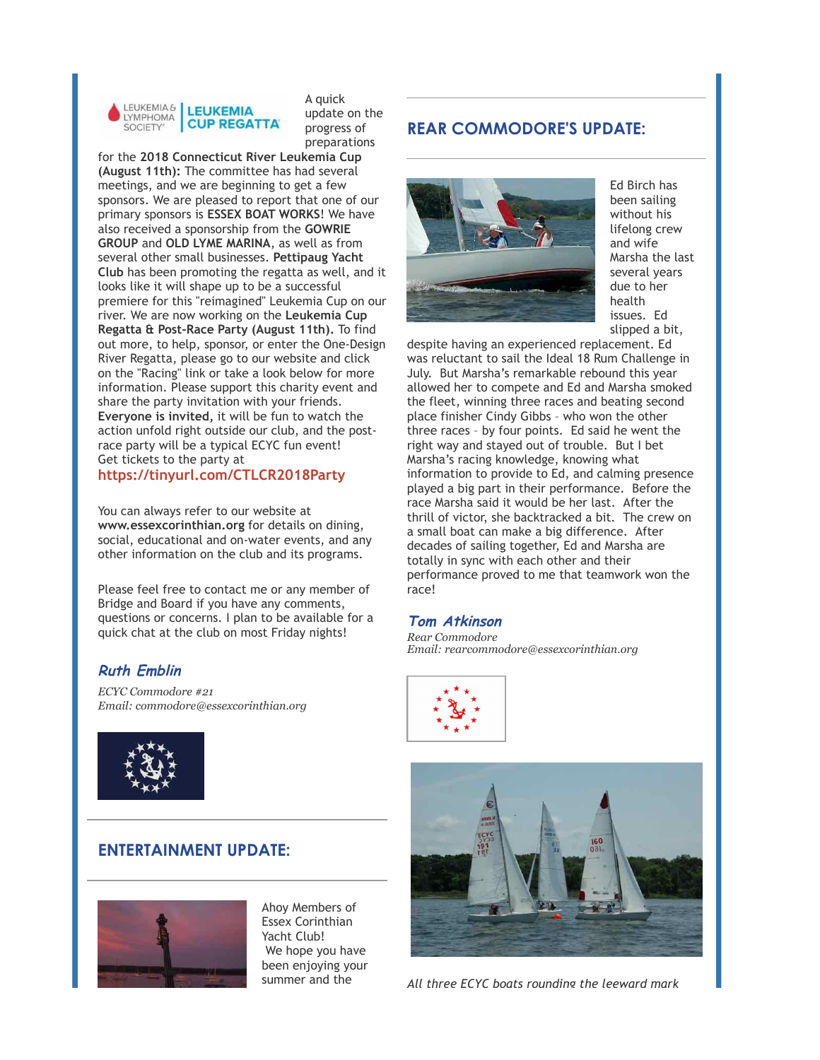A quick update on the progress of preparations for the **2018 Connecticut River Leukemia Cup (August 11th):** The committee has had several meetings, and we are beginning to get a few sponsors. We are pleased to report that one of our primary sponsors is **ESSEX BOAT WORKS**! We have also received a sponsorship from the **GOWRIE GROUP** and **OLD LYME MARINA**, as well as from several other small businesses. **Pettipaug Yacht Club** has been promoting the regatta as well, and it looks like it will shape up to be a successful premiere for this "reimagined" Leukemia Cup on our river. We are now working on the **Leukemia Cup Regatta & Post-Race Party (August 11th).** To find out more, to help, sponsor, or enter the One-Design River Regatta, please go to our website and click on the "Racing" link or take a look below for more information. Please support this charity event and share the party invitation with your friends. **Everyone is invited,** it will be fun to watch the action unfold right outside our club, and the post-race party will be a typical ECYC fun event!
Get tickets to the party at
**https://tinyurl.com/CTLCR2018Party**

You can always refer to our website at **www.essexcorinthian.org** for details on dining, social, educational and on-water events, and any other information on the club and its programs.

Please feel free to contact me or any member of Bridge and Board if you have any comments, questions or concerns. I plan to be available for a quick chat at the club on most Friday nights!

***Ruth Emblin***

*ECYC Commodore #21*
*Email: commodore@essexcorinthian.org*

## ENTERTAINMENT UPDATE:

Ahoy Members of Essex Corinthian Yacht Club!
We hope you have been enjoying your summer and the

## REAR COMMODORE'S UPDATE:

Ed Birch has been sailing without his lifelong crew and wife Marsha the last several years due to her health issues. Ed slipped a bit, despite having an experienced replacement. Ed was reluctant to sail the Ideal 18 Rum Challenge in July. But Marsha's remarkable rebound this year allowed her to compete and Ed and Marsha smoked the fleet, winning three races and beating second place finisher Cindy Gibbs – who won the other three races – by four points. Ed said he went the right way and stayed out of trouble. But I bet Marsha's racing knowledge, knowing what information to provide to Ed, and calming presence played a big part in their performance. Before the race Marsha said it would be her last. After the thrill of victor, she backtracked a bit. The crew on a small boat can make a big difference. After decades of sailing together, Ed and Marsha are totally in sync with each other and their performance proved to me that teamwork won the race!

***Tom Atkinson***

*Rear Commodore*
*Email: rearcommodore@essexcorinthian.org*

*All three ECYC boats rounding the leeward mark*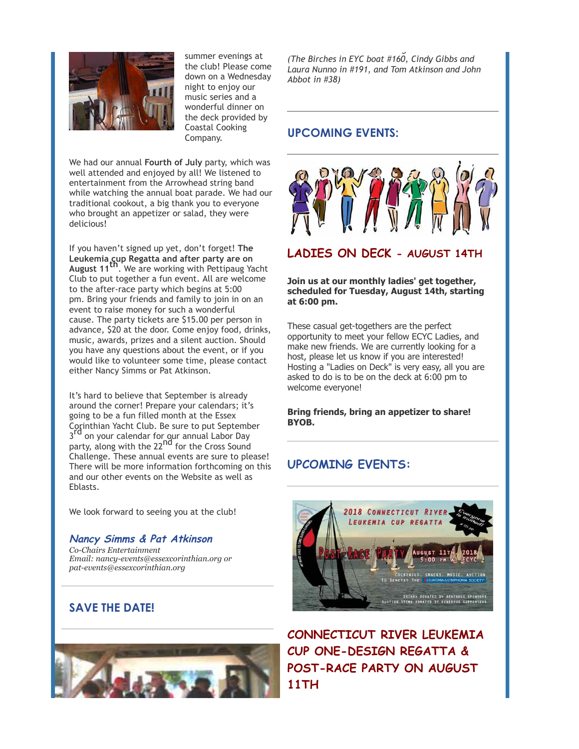summer evenings at the club! Please come down on a Wednesday night to enjoy our music series and a wonderful dinner on the deck provided by Coastal Cooking Company.

We had our annual **Fourth of July** party, which was well attended and enjoyed by all! We listened to entertainment from the Arrowhead string band while watching the annual boat parade. We had our traditional cookout, a big thank you to everyone who brought an appetizer or salad, they were delicious!

If you haven't signed up yet, don't forget! **The Leukemia cup Regatta and after party are on August 11th**. We are working with Pettipaug Yacht Club to put together a fun event. All are welcome to the after-race party which begins at 5:00 pm. Bring your friends and family to join in on an event to raise money for such a wonderful cause. The party tickets are $15.00 per person in advance, $20 at the door. Come enjoy food, drinks, music, awards, prizes and a silent auction. Should you have any questions about the event, or if you would like to volunteer some time, please contact either Nancy Simms or Pat Atkinson.

It's hard to believe that September is already around the corner! Prepare your calendars; it's going to be a fun filled month at the Essex Corinthian Yacht Club. Be sure to put September 3rd on your calendar for our annual Labor Day party, along with the 22nd for the Cross Sound Challenge. These annual events are sure to please! There will be more information forthcoming on this and our other events on the Website as well as Eblasts.

We look forward to seeing you at the club!

***Nancy Simms & Pat Atkinson***
*Co-Chairs Entertainment*
*Email: nancy-events@essexcorinthian.org or pat-events@essexcorinthian.org*

## SAVE THE DATE!

*(The Birches in EYC boat #160, Cindy Gibbs and Laura Nunno in #191, and Tom Atkinson and John Abbot in #38)*

## UPCOMING EVENTS:

## LADIES ON DECK - AUGUST 14TH

**Join us at our monthly ladies' get together, scheduled for Tuesday, August 14th, starting at 6:00 pm.**

These casual get-togethers are the perfect opportunity to meet your fellow ECYC Ladies, and make new friends. We are currently looking for a host, please let us know if you are interested! Hosting a "Ladies on Deck" is very easy, all you are asked to do is to be on the deck at 6:00 pm to welcome everyone!

**Bring friends, bring an appetizer to share! BYOB.**

## UPCOMING EVENTS:

## CONNECTICUT RIVER LEUKEMIA CUP ONE-DESIGN REGATTA & POST-RACE PARTY ON AUGUST 11TH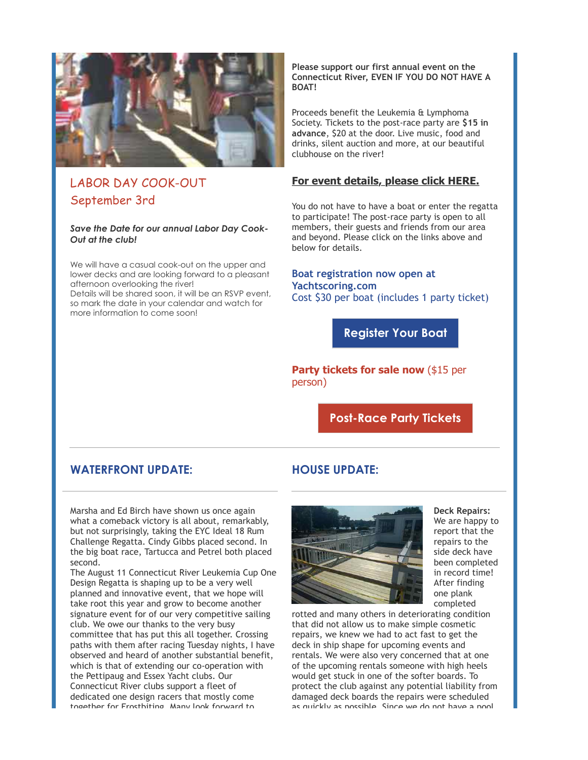## LABOR DAY COOK-OUT
## September 3rd

***Save the Date for our annual Labor Day Cook-Out at the club!***

We will have a casual cook-out on the upper and lower decks and are looking forward to a pleasant afternoon overlooking the river!
Details will be shared soon, it will be an RSVP event, so mark the date in your calendar and watch for more information to come soon!

**Please support our first annual event on the Connecticut River, EVEN IF YOU DO NOT HAVE A BOAT!**

Proceeds benefit the Leukemia & Lymphoma Society. Tickets to the post-race party are **$15 in advance**, $20 at the door. Live music, food and drinks, silent auction and more, at our beautiful clubhouse on the river!

**For event details, please click HERE.**

You do not have to have a boat or enter the regatta to participate! The post-race party is open to all members, their guests and friends from our area and beyond. Please click on the links above and below for details.

**Boat registration now open at Yachtscoring.com**
Cost $30 per boat (includes 1 party ticket)

**Register Your Boat**

**Party tickets for sale now** ($15 per person)

**Post-Race Party Tickets**

---

## WATERFRONT UPDATE:

Marsha and Ed Birch have shown us once again what a comeback victory is all about, remarkably, but not surprisingly, taking the EYC Ideal 18 Rum Challenge Regatta. Cindy Gibbs placed second. In the big boat race, Tartucca and Petrel both placed second.
The August 11 Connecticut River Leukemia Cup One Design Regatta is shaping up to be a very well planned and innovative event, that we hope will take root this year and grow to become another signature event for of our very competitive sailing club. We owe our thanks to the very busy committee that has put this all together. Crossing paths with them after racing Tuesday nights, I have observed and heard of another substantial benefit, which is that of extending our co-operation with the Pettipaug and Essex Yacht clubs. Our Connecticut River clubs support a fleet of dedicated one design racers that mostly come together for Frostbiting. Many look forward to

## HOUSE UPDATE:

**Deck Repairs:** We are happy to report that the repairs to the side deck have been completed in record time! After finding one plank completed rotted and many others in deteriorating condition that did not allow us to make simple cosmetic repairs, we knew we had to act fast to get the deck in ship shape for upcoming events and rentals. We were also very concerned that at one of the upcoming rentals someone with high heels would get stuck in one of the softer boards. To protect the club against any potential liability from damaged deck boards the repairs were scheduled as quickly as possible. Since we do not have a pool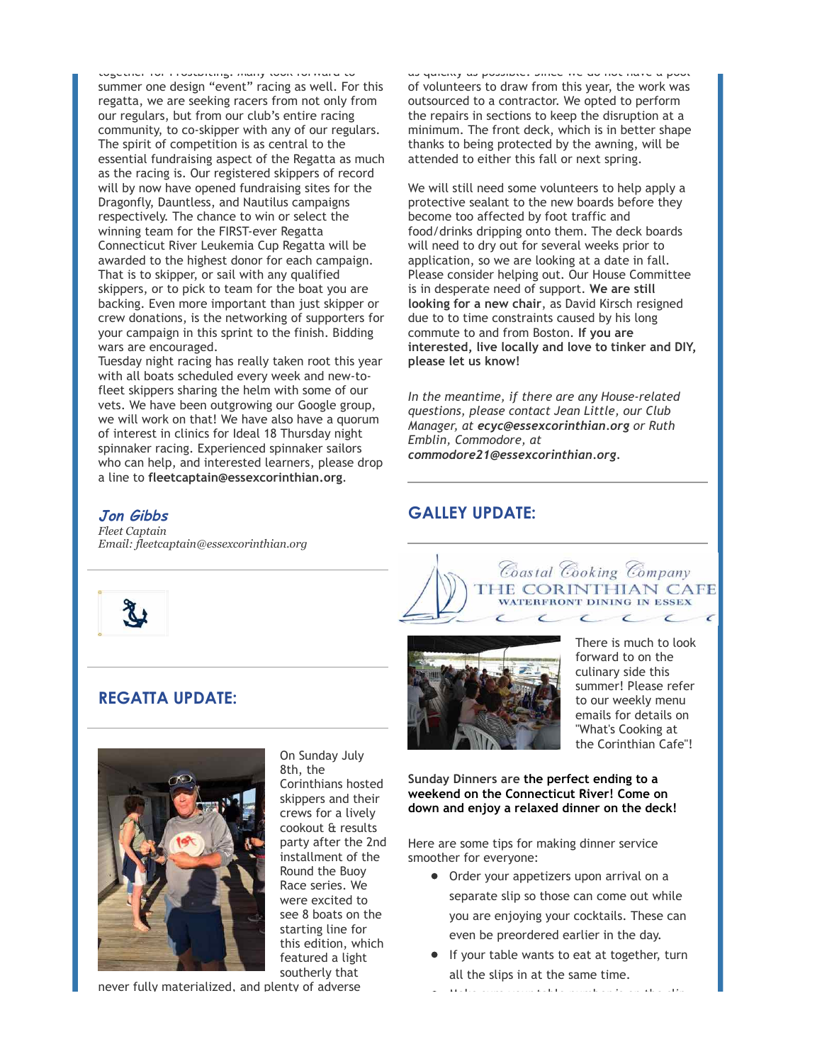together for Frostbiting. Many look forward to summer one design "event" racing as well. For this regatta, we are seeking racers from not only from our regulars, but from our club's entire racing community, to co-skipper with any of our regulars. The spirit of competition is as central to the essential fundraising aspect of the Regatta as much as the racing is. Our registered skippers of record will by now have opened fundraising sites for the Dragonfly, Dauntless, and Nautilus campaigns respectively. The chance to win or select the winning team for the FIRST-ever Regatta Connecticut River Leukemia Cup Regatta will be awarded to the highest donor for each campaign. That is to skipper, or sail with any qualified skippers, or to pick to team for the boat you are backing. Even more important than just skipper or crew donations, is the networking of supporters for your campaign in this sprint to the finish. Bidding wars are encouraged.

Tuesday night racing has really taken root this year with all boats scheduled every week and new-to-fleet skippers sharing the helm with some of our vets. We have been outgrowing our Google group, we will work on that! We have also have a quorum of interest in clinics for Ideal 18 Thursday night spinnaker racing. Experienced spinnaker sailors who can help, and interested learners, please drop a line to **fleetcaptain@essexcorinthian.org**.

***Jon Gibbs***
*Fleet Captain*
*Email: fleetcaptain@essexcorinthian.org*

## REGATTA UPDATE:

On Sunday July 8th, the Corinthians hosted skippers and their crews for a lively cookout & results party after the 2nd installment of the Round the Buoy Race series. We were excited to see 8 boats on the starting line for this edition, which featured a light southerly that never fully materialized, and plenty of adverse

as quickly as possible. Since we do not have a pool of volunteers to draw from this year, the work was outsourced to a contractor. We opted to perform the repairs in sections to keep the disruption at a minimum. The front deck, which is in better shape thanks to being protected by the awning, will be attended to either this fall or next spring.

We will still need some volunteers to help apply a protective sealant to the new boards before they become too affected by foot traffic and food/drinks dripping onto them. The deck boards will need to dry out for several weeks prior to application, so we are looking at a date in fall. Please consider helping out. Our House Committee is in desperate need of support. **We are still looking for a new chair**, as David Kirsch resigned due to to time constraints caused by his long commute to and from Boston. **If you are interested, live locally and love to tinker and DIY, please let us know!**

*In the meantime, if there are any House-related questions, please contact Jean Little, our Club Manager, at **ecyc@essexcorinthian.org** or Ruth Emblin, Commodore, at **commodore21@essexcorinthian.org**.*

## GALLEY UPDATE:

Coastal Cooking Company
THE CORINTHIAN CAFE
WATERFRONT DINING IN ESSEX

There is much to look forward to on the culinary side this summer! Please refer to our weekly menu emails for details on "What's Cooking at the Corinthian Cafe"!

**Sunday Dinners are the perfect ending to a weekend on the Connecticut River! Come on down and enjoy a relaxed dinner on the deck!**

Here are some tips for making dinner service smoother for everyone:

- Order your appetizers upon arrival on a separate slip so those can come out while you are enjoying your cocktails. These can even be preordered earlier in the day.
- If your table wants to eat at together, turn all the slips in at the same time.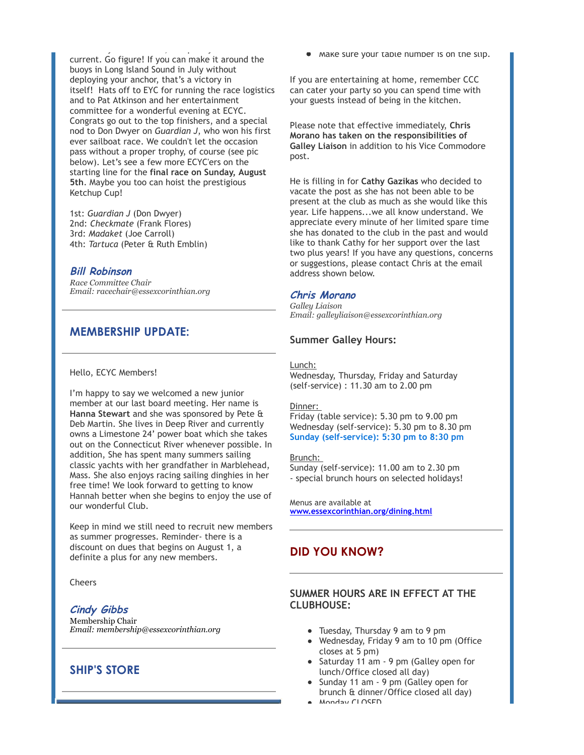current. Go figure! If you can make it around the buoys in Long Island Sound in July without deploying your anchor, that's a victory in itself! Hats off to EYC for running the race logistics and to Pat Atkinson and her entertainment committee for a wonderful evening at ECYC. Congrats go out to the top finishers, and a special nod to Don Dwyer on *Guardian J*, who won his first ever sailboat race. We couldn't let the occasion pass without a proper trophy, of course (see pic below). Let's see a few more ECYC'ers on the starting line for the **final race on Sunday, August 5th**. Maybe you too can hoist the prestigious Ketchup Cup!

1st: *Guardian J* (Don Dwyer)
2nd: *Checkmate* (Frank Flores)
3rd: *Madaket* (Joe Carroll)
4th: *Tartuca* (Peter & Ruth Emblin)

***Bill Robinson***
*Race Committee Chair*
*Email: racechair@essexcorinthian.org*

---

## MEMBERSHIP UPDATE:

Hello, ECYC Members!

I'm happy to say we welcomed a new junior member at our last board meeting. Her name is **Hanna Stewart** and she was sponsored by Pete & Deb Martin. She lives in Deep River and currently owns a Limestone 24' power boat which she takes out on the Connecticut River whenever possible. In addition, She has spent many summers sailing classic yachts with her grandfather in Marblehead, Mass. She also enjoys racing sailing dinghies in her free time! We look forward to getting to know Hannah better when she begins to enjoy the use of our wonderful Club.

Keep in mind we still need to recruit new members as summer progresses. Reminder- there is a discount on dues that begins on August 1, a definite a plus for any new members.

Cheers

***Cindy Gibbs***
Membership Chair
*Email: membership@essexcorinthian.org*

---

## SHIP'S STORE

---

- Make sure your table number is on the slip.

If you are entertaining at home, remember CCC can cater your party so you can spend time with your guests instead of being in the kitchen.

Please note that effective immediately, **Chris Morano has taken on the responsibilities of Galley Liaison** in addition to his Vice Commodore post.

He is filling in for **Cathy Gazikas** who decided to vacate the post as she has not been able to be present at the club as much as she would like this year. Life happens...we all know understand. We appreciate every minute of her limited spare time she has donated to the club in the past and would like to thank Cathy for her support over the last two plus years! If you have any questions, concerns or suggestions, please contact Chris at the email address shown below.

***Chris Morano***
*Galley Liaison*
*Email: galleyliaison@essexcorinthian.org*

### Summer Galley Hours:

Lunch:
Wednesday, Thursday, Friday and Saturday (self-service) : 11.30 am to 2.00 pm

Dinner:
Friday (table service): 5.30 pm to 9.00 pm
Wednesday (self-service): 5.30 pm to 8.30 pm
**Sunday (self-service): 5:30 pm to 8:30 pm**

Brunch:
Sunday (self-service): 11.00 am to 2.30 pm
- special brunch hours on selected holidays!

Menus are available at
**www.essexcorinthian.org/dining.html**

---

## DID YOU KNOW?

---

### SUMMER HOURS ARE IN EFFECT AT THE CLUBHOUSE:

- Tuesday, Thursday 9 am to 9 pm
- Wednesday, Friday 9 am to 10 pm (Office closes at 5 pm)
- Saturday 11 am - 9 pm (Galley open for lunch/Office closed all day)
- Sunday 11 am - 9 pm (Galley open for brunch & dinner/Office closed all day)
- Monday CLOSED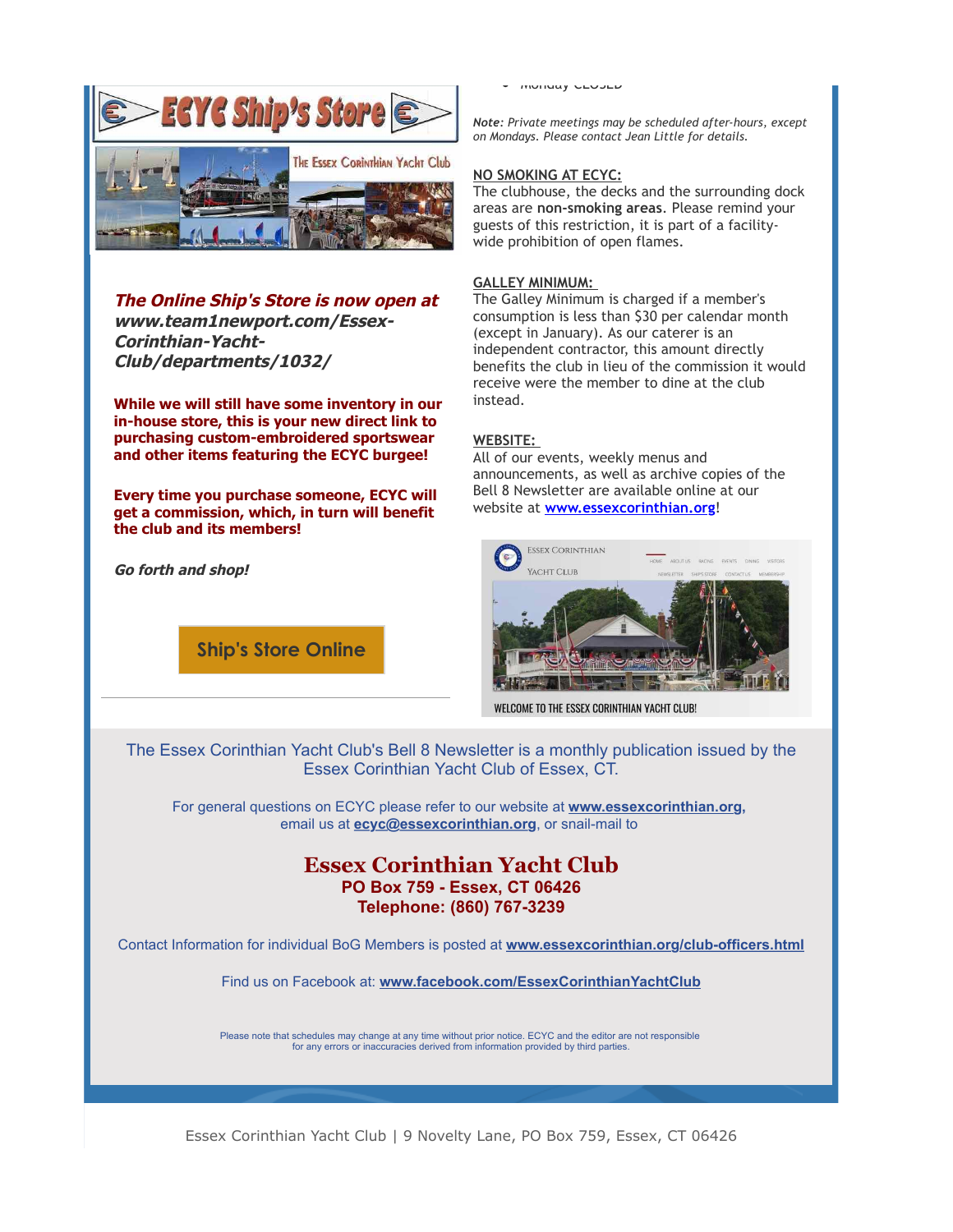- Monday CLOSED

*Note: Private meetings may be scheduled after-hours, except on Mondays. Please contact Jean Little for details.*

**NO SMOKING AT ECYC:**
The clubhouse, the decks and the surrounding dock areas are **non-smoking areas**. Please remind your guests of this restriction, it is part of a facility-wide prohibition of open flames.

**GALLEY MINIMUM:**
The Galley Minimum is charged if a member's consumption is less than $30 per calendar month (except in January). As our caterer is an independent contractor, this amount directly benefits the club in lieu of the commission it would receive were the member to dine at the club instead.

**WEBSITE:**
All of our events, weekly menus and announcements, as well as archive copies of the Bell 8 Newsletter are available online at our website at **www.essexcorinthian.org**!

***The Online Ship's Store is now open at www.team1newport.com/Essex-Corinthian-Yacht-Club/departments/1032/***

**While we will still have some inventory in our in-house store, this is your new direct link to purchasing custom-embroidered sportswear and other items featuring the ECYC burgee!**

**Every time you purchase someone, ECYC will get a commission, which, in turn will benefit the club and its members!**

***Go forth and shop!***

Ship's Store Online

The Essex Corinthian Yacht Club's Bell 8 Newsletter is a monthly publication issued by the Essex Corinthian Yacht Club of Essex, CT.

For general questions on ECYC please refer to our website at **www.essexcorinthian.org**, email us at **ecyc@essexcorinthian.org**, or snail-mail to

## Essex Corinthian Yacht Club

**PO Box 759 - Essex, CT 06426**
**Telephone: (860) 767-3239**

Contact Information for individual BoG Members is posted at **www.essexcorinthian.org/club-officers.html**

Find us on Facebook at: **www.facebook.com/EssexCorinthianYachtClub**

Please note that schedules may change at any time without prior notice. ECYC and the editor are not responsible for any errors or inaccuracies derived from information provided by third parties.

Essex Corinthian Yacht Club | 9 Novelty Lane, PO Box 759, Essex, CT 06426